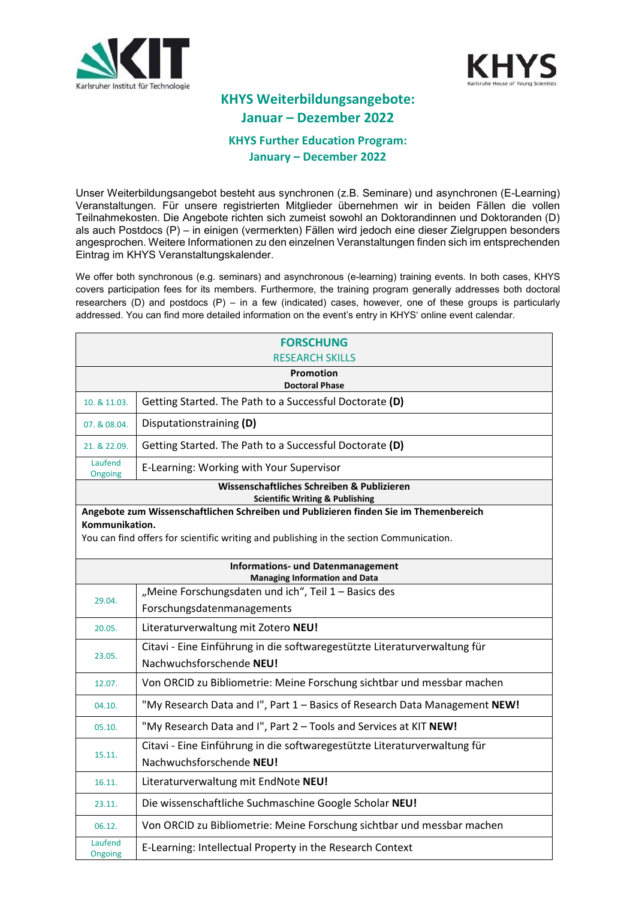# KHYS Weiterbildungsangebote: Januar – Dezember 2022

## KHYS Further Education Program: January – December 2022

Unser Weiterbildungsangebot besteht aus synchronen (z.B. Seminare) und asynchronen (E-Learning) Veranstaltungen. Für unsere registrierten Mitglieder übernehmen wir in beiden Fällen die vollen Teilnahmekosten. Die Angebote richten sich zumeist sowohl an Doktorandinnen und Doktoranden (D) als auch Postdocs (P) – in einigen (vermerkten) Fällen wird jedoch eine dieser Zielgruppen besonders angesprochen. Weitere Informationen zu den einzelnen Veranstaltungen finden sich im entsprechenden Eintrag im KHYS Veranstaltungskalender.

We offer both synchronous (e.g. seminars) and asynchronous (e-learning) training events. In both cases, KHYS covers participation fees for its members. Furthermore, the training program generally addresses both doctoral researchers (D) and postdocs (P) – in a few (indicated) cases, however, one of these groups is particularly addressed. You can find more detailed information on the event's entry in KHYS' online event calendar.

| FORSCHUNG<br>RESEARCH SKILLS | |
|---|---|
| **Promotion**<br>**Doctoral Phase** | |
| 10. & 11.03. | Getting Started. The Path to a Successful Doctorate **(D)** |
| 07. & 08.04. | Disputationstraining **(D)** |
| 21. & 22.09. | Getting Started. The Path to a Successful Doctorate **(D)** |
| Laufend<br>Ongoing | E-Learning: Working with Your Supervisor |
| **Wissenschaftliches Schreiben & Publizieren**<br>**Scientific Writing & Publishing** | |
| **Angebote zum Wissenschaftlichen Schreiben und Publizieren finden Sie im Themenbereich Kommunikation.**<br>You can find offers for scientific writing and publishing in the section Communication. | |
| **Informations- und Datenmanagement**<br>**Managing Information and Data** | |
| 29.04. | „Meine Forschungsdaten und ich", Teil 1 – Basics des Forschungsdatenmanagements |
| 20.05. | Literaturverwaltung mit Zotero **NEU!** |
| 23.05. | Citavi - Eine Einführung in die softwaregestützte Literaturverwaltung für Nachwuchsforschende **NEU!** |
| 12.07. | Von ORCID zu Bibliometrie: Meine Forschung sichtbar und messbar machen |
| 04.10. | "My Research Data and I", Part 1 – Basics of Research Data Management **NEW!** |
| 05.10. | "My Research Data and I", Part 2 – Tools and Services at KIT **NEW!** |
| 15.11. | Citavi - Eine Einführung in die softwaregestützte Literaturverwaltung für Nachwuchsforschende **NEU!** |
| 16.11. | Literaturverwaltung mit EndNote **NEU!** |
| 23.11. | Die wissenschaftliche Suchmaschine Google Scholar **NEU!** |
| 06.12. | Von ORCID zu Bibliometrie: Meine Forschung sichtbar und messbar machen |
| Laufend<br>Ongoing | E-Learning: Intellectual Property in the Research Context |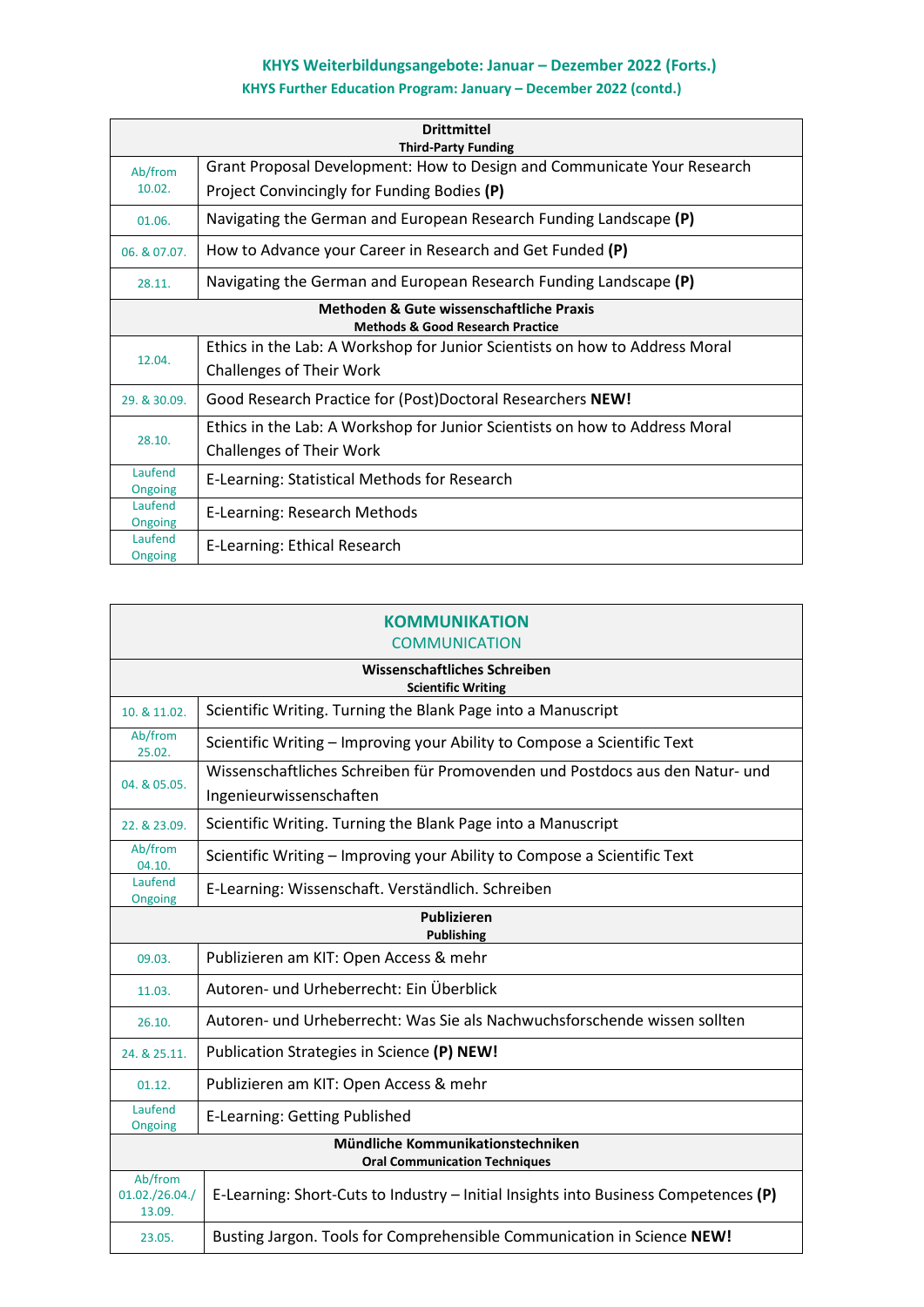**KHYS Weiterbildungsangebote: Januar – Dezember 2022 (Forts.)**
**KHYS Further Education Program: January – December 2022 (contd.)**

| **Drittmittel**<br>**Third-Party Funding** | |
|---|---|
| Ab/from 10.02. | Grant Proposal Development: How to Design and Communicate Your Research Project Convincingly for Funding Bodies **(P)** |
| 01.06. | Navigating the German and European Research Funding Landscape **(P)** |
| 06. & 07.07. | How to Advance your Career in Research and Get Funded **(P)** |
| 28.11. | Navigating the German and European Research Funding Landscape **(P)** |
| **Methoden & Gute wissenschaftliche Praxis**<br>**Methods & Good Research Practice** | |
| 12.04. | Ethics in the Lab: A Workshop for Junior Scientists on how to Address Moral Challenges of Their Work |
| 29. & 30.09. | Good Research Practice for (Post)Doctoral Researchers **NEW!** |
| 28.10. | Ethics in the Lab: A Workshop for Junior Scientists on how to Address Moral Challenges of Their Work |
| Laufend Ongoing | E-Learning: Statistical Methods for Research |
| Laufend Ongoing | E-Learning: Research Methods |
| Laufend Ongoing | E-Learning: Ethical Research |

## KOMMUNIKATION
## COMMUNICATION

| **Wissenschaftliches Schreiben**<br>**Scientific Writing** | |
|---|---|
| 10. & 11.02. | Scientific Writing. Turning the Blank Page into a Manuscript |
| Ab/from 25.02. | Scientific Writing – Improving your Ability to Compose a Scientific Text |
| 04. & 05.05. | Wissenschaftliches Schreiben für Promovenden und Postdocs aus den Natur- und Ingenieurwissenschaften |
| 22. & 23.09. | Scientific Writing. Turning the Blank Page into a Manuscript |
| Ab/from 04.10. | Scientific Writing – Improving your Ability to Compose a Scientific Text |
| Laufend Ongoing | E-Learning: Wissenschaft. Verständlich. Schreiben |
| **Publizieren**<br>**Publishing** | |
| 09.03. | Publizieren am KIT: Open Access & mehr |
| 11.03. | Autoren- und Urheberrecht: Ein Überblick |
| 26.10. | Autoren- und Urheberrecht: Was Sie als Nachwuchsforschende wissen sollten |
| 24. & 25.11. | Publication Strategies in Science **(P) NEW!** |
| 01.12. | Publizieren am KIT: Open Access & mehr |
| Laufend Ongoing | E-Learning: Getting Published |
| **Mündliche Kommunikationstechniken**<br>**Oral Communication Techniques** | |
| Ab/from 01.02./26.04./13.09. | E-Learning: Short-Cuts to Industry – Initial Insights into Business Competences **(P)** |
| 23.05. | Busting Jargon. Tools for Comprehensible Communication in Science **NEW!** |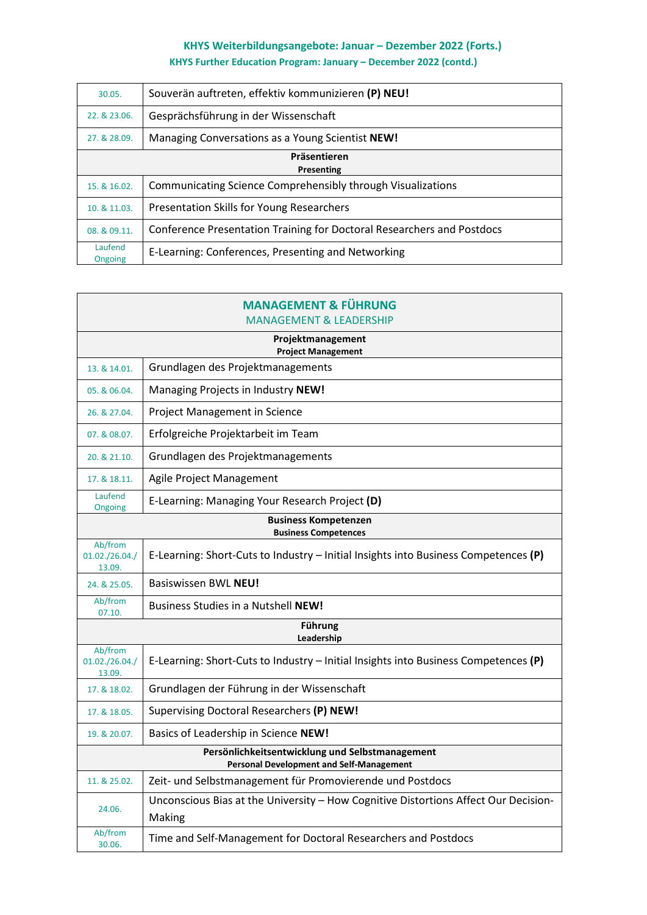## KHYS Weiterbildungsangebote: Januar – Dezember 2022 (Forts.)

### KHYS Further Education Program: January – December 2022 (contd.)

| | |
|---|---|
| 30.05. | Souverän auftreten, effektiv kommunizieren **(P) NEU!** |
| 22. & 23.06. | Gesprächsführung in der Wissenschaft |
| 27. & 28.09. | Managing Conversations as a Young Scientist **NEW!** |
| **Präsentieren** **Presenting** | |
| 15. & 16.02. | Communicating Science Comprehensibly through Visualizations |
| 10. & 11.03. | Presentation Skills for Young Researchers |
| 08. & 09.11. | Conference Presentation Training for Doctoral Researchers and Postdocs |
| Laufend Ongoing | E-Learning: Conferences, Presenting and Networking |

| **MANAGEMENT & FÜHRUNG** MANAGEMENT & LEADERSHIP | |
|---|---|
| **Projektmanagement** **Project Management** | |
| 13. & 14.01. | Grundlagen des Projektmanagements |
| 05. & 06.04. | Managing Projects in Industry **NEW!** |
| 26. & 27.04. | Project Management in Science |
| 07. & 08.07. | Erfolgreiche Projektarbeit im Team |
| 20. & 21.10. | Grundlagen des Projektmanagements |
| 17. & 18.11. | Agile Project Management |
| Laufend Ongoing | E-Learning: Managing Your Research Project **(D)** |
| **Business Kompetenzen** **Business Competences** | |
| Ab/from 01.02./26.04./ 13.09. | E-Learning: Short-Cuts to Industry – Initial Insights into Business Competences **(P)** |
| 24. & 25.05. | Basiswissen BWL **NEU!** |
| Ab/from 07.10. | Business Studies in a Nutshell **NEW!** |
| **Führung** **Leadership** | |
| Ab/from 01.02./26.04./ 13.09. | E-Learning: Short-Cuts to Industry – Initial Insights into Business Competences **(P)** |
| 17. & 18.02. | Grundlagen der Führung in der Wissenschaft |
| 17. & 18.05. | Supervising Doctoral Researchers **(P) NEW!** |
| 19. & 20.07. | Basics of Leadership in Science **NEW!** |
| **Persönlichkeitsentwicklung und Selbstmanagement** **Personal Development and Self-Management** | |
| 11. & 25.02. | Zeit- und Selbstmanagement für Promovierende und Postdocs |
| 24.06. | Unconscious Bias at the University – How Cognitive Distortions Affect Our Decision-Making |
| Ab/from 30.06. | Time and Self-Management for Doctoral Researchers and Postdocs |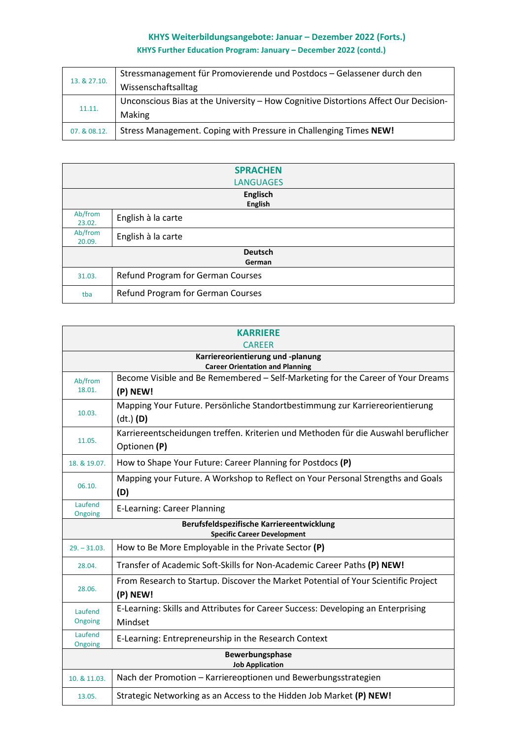**KHYS Weiterbildungsangebote: Januar – Dezember 2022 (Forts.)**

**KHYS Further Education Program: January – December 2022 (contd.)**

| | |
|---|---|
| 13. & 27.10. | Stressmanagement für Promovierende und Postdocs – Gelassener durch den Wissenschaftsalltag |
| 11.11. | Unconscious Bias at the University – How Cognitive Distortions Affect Our Decision-Making |
| 07. & 08.12. | Stress Management. Coping with Pressure in Challenging Times **NEW!** |

| **SPRACHEN** LANGUAGES | |
|---|---|
| **Englisch** **English** | |
| Ab/from 23.02. | English à la carte |
| Ab/from 20.09. | English à la carte |
| **Deutsch** **German** | |
| 31.03. | Refund Program for German Courses |
| tba | Refund Program for German Courses |

| **KARRIERE** CAREER | |
|---|---|
| **Karriereorientierung und -planung** **Career Orientation and Planning** | |
| Ab/from 18.01. | Become Visible and Be Remembered – Self-Marketing for the Career of Your Dreams **(P) NEW!** |
| 10.03. | Mapping Your Future. Persönliche Standortbestimmung zur Karriereorientierung (dt.) **(D)** |
| 11.05. | Karriereentscheidungen treffen. Kriterien und Methoden für die Auswahl beruflicher Optionen **(P)** |
| 18. & 19.07. | How to Shape Your Future: Career Planning for Postdocs **(P)** |
| 06.10. | Mapping your Future. A Workshop to Reflect on Your Personal Strengths and Goals **(D)** |
| Laufend Ongoing | E-Learning: Career Planning |
| **Berufsfeldspezifische Karriereentwicklung** **Specific Career Development** | |
| 29. – 31.03. | How to Be More Employable in the Private Sector **(P)** |
| 28.04. | Transfer of Academic Soft-Skills for Non-Academic Career Paths **(P) NEW!** |
| 28.06. | From Research to Startup. Discover the Market Potential of Your Scientific Project **(P) NEW!** |
| Laufend Ongoing | E-Learning: Skills and Attributes for Career Success: Developing an Enterprising Mindset |
| Laufend Ongoing | E-Learning: Entrepreneurship in the Research Context |
| **Bewerbungsphase** **Job Application** | |
| 10. & 11.03. | Nach der Promotion – Karriereoptionen und Bewerbungsstrategien |
| 13.05. | Strategic Networking as an Access to the Hidden Job Market **(P) NEW!** |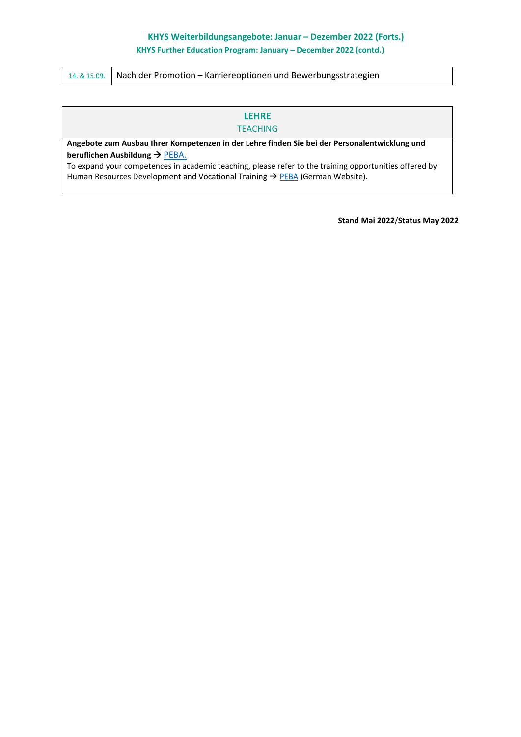## KHYS Weiterbildungsangebote: Januar – Dezember 2022 (Forts.)

### KHYS Further Education Program: January – December 2022 (contd.)

| | |
|---|---|
| 14. & 15.09. | Nach der Promotion – Karriereoptionen und Bewerbungsstrategien |

| **LEHRE**<br>TEACHING |
|---|
| **Angebote zum Ausbau Ihrer Kompetenzen in der Lehre finden Sie bei der Personalentwicklung und beruflichen Ausbildung →** PEBA.<br>To expand your competences in academic teaching, please refer to the training opportunities offered by Human Resources Development and Vocational Training → PEBA (German Website). |

**Stand Mai 2022/Status May 2022**